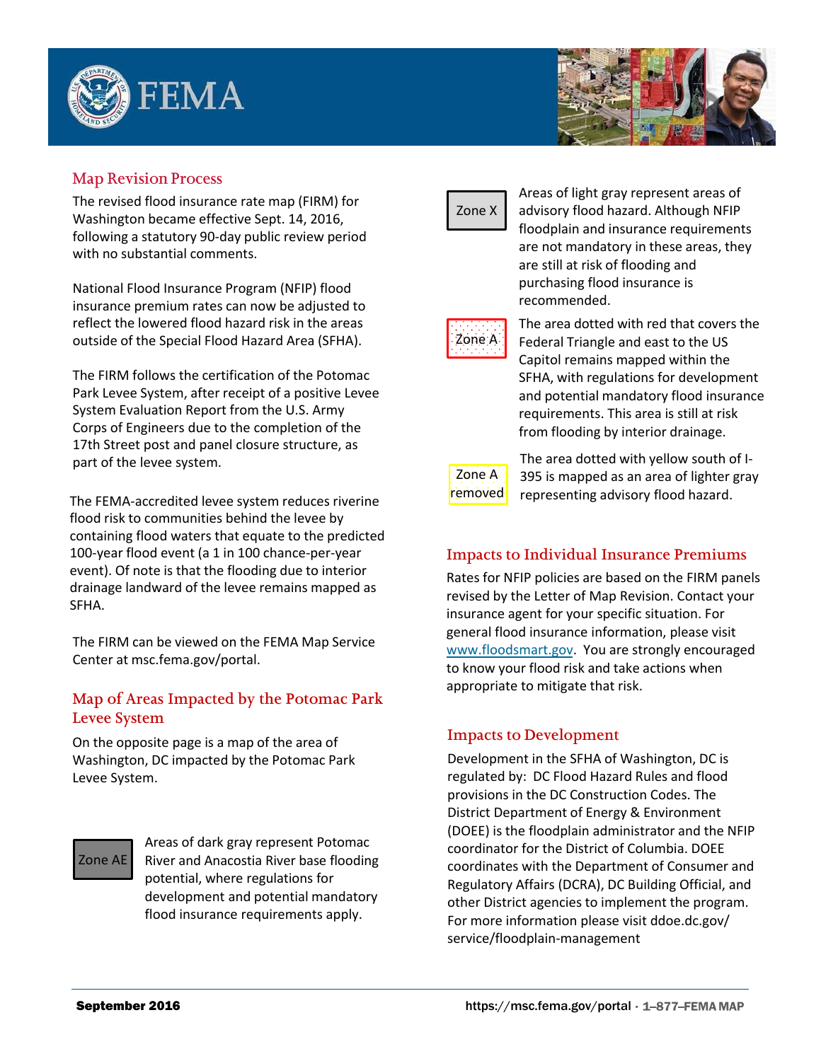FEMA

## Map Revision Process

The revised flood insurance rate map (FIRM) for Washington became effective Sept. 14, 2016, following a statutory 90-day public review period with no substantial comments.

National Flood Insurance Program (NFIP) flood insurance premium rates can now be adjusted to reflect the lowered flood hazard risk in the areas outside of the Special Flood Hazard Area (SFHA).

The FIRM follows the certification of the Potomac Park Levee System, after receipt of a positive Levee System Evaluation Report from the U.S. Army Corps of Engineers due to the completion of the 17th Street post and panel closure structure, as part of the levee system.

The FEMA-accredited levee system reduces riverine flood risk to communities behind the levee by containing flood waters that equate to the predicted 100-year flood event (a 1 in 100 chance-per-year event). Of note is that the flooding due to interior drainage landward of the levee remains mapped as SFHA.

The FIRM can be viewed on the FEMA Map Service Center at msc.fema.gov/portal.

## Map of Areas Impacted by the Potomac Park Levee System

On the opposite page is a map of the area of Washington, DC impacted by the Potomac Park Levee System.

| | |
|---|---|
| Zone AE | Areas of dark gray represent Potomac River and Anacostia River base flooding potential, where regulations for development and potential mandatory flood insurance requirements apply. |
| Zone X | Areas of light gray represent areas of advisory flood hazard. Although NFIP floodplain and insurance requirements are not mandatory in these areas, they are still at risk of flooding and purchasing flood insurance is recommended. |
| Zone A | The area dotted with red that covers the Federal Triangle and east to the US Capitol remains mapped within the SFHA, with regulations for development and potential mandatory flood insurance requirements. This area is still at risk from flooding by interior drainage. |
| Zone A removed | The area dotted with yellow south of I-395 is mapped as an area of lighter gray representing advisory flood hazard. |

## Impacts to Individual Insurance Premiums

Rates for NFIP policies are based on the FIRM panels revised by the Letter of Map Revision. Contact your insurance agent for your specific situation. For general flood insurance information, please visit www.floodsmart.gov. You are strongly encouraged to know your flood risk and take actions when appropriate to mitigate that risk.

## Impacts to Development

Development in the SFHA of Washington, DC is regulated by: DC Flood Hazard Rules and flood provisions in the DC Construction Codes. The District Department of Energy & Environment (DOEE) is the floodplain administrator and the NFIP coordinator for the District of Columbia. DOEE coordinates with the Department of Consumer and Regulatory Affairs (DCRA), DC Building Official, and other District agencies to implement the program. For more information please visit ddoe.dc.gov/service/floodplain-management

**September 2016** https://msc.fema.gov/portal · 1–877–FEMA MAP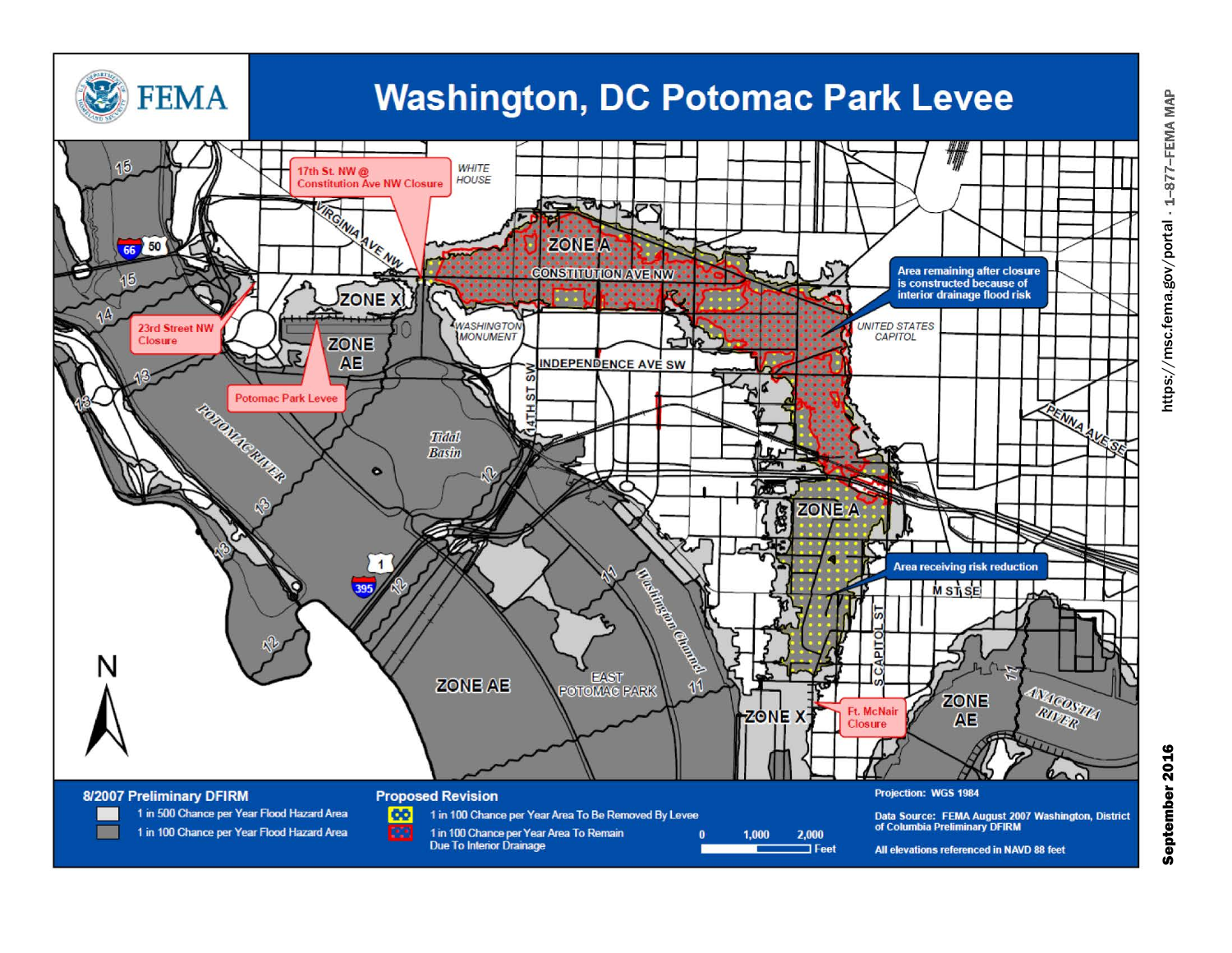# Washington, DC Potomac Park Levee

FEMA

17th St. NW @ Constitution Ave NW Closure

23rd Street NW Closure

Potomac Park Levee

Area remaining after closure is constructed because of interior drainage flood risk

Area receiving risk reduction

Ft. McNair Closure

**8/2007 Preliminary DFIRM**

- 1 in 500 Chance per Year Flood Hazard Area
- 1 in 100 Chance per Year Flood Hazard Area

**Proposed Revision**

- 1 in 100 Chance per Year Area To Be Removed By Levee
- 1 in 100 Chance per Year Area To Remain Due To Interior Drainage

0 1,000 2,000 Feet

Projection: WGS 1984

Data Source: FEMA August 2007 Washington, District of Columbia Preliminary DFIRM

All elevations referenced in NAVD 88 feet

https://msc.fema.gov/portal · 1-877-FEMA MAP

September 2016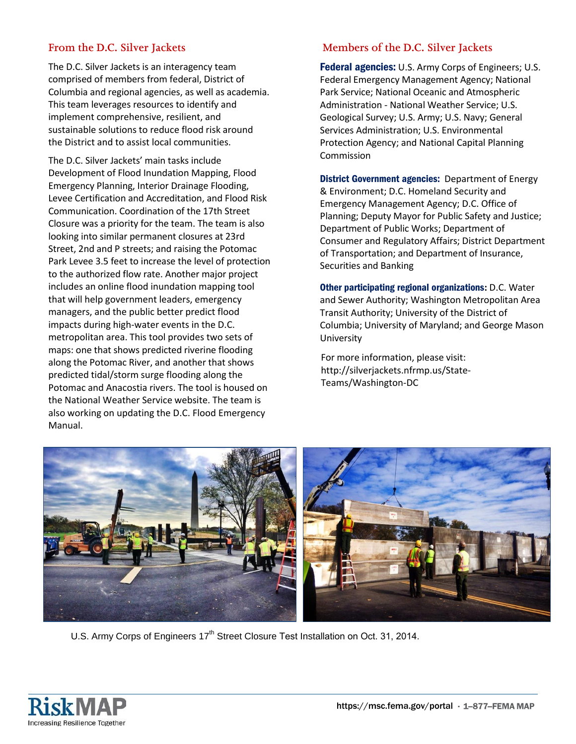## From the D.C. Silver Jackets

The D.C. Silver Jackets is an interagency team comprised of members from federal, District of Columbia and regional agencies, as well as academia. This team leverages resources to identify and implement comprehensive, resilient, and sustainable solutions to reduce flood risk around the District and to assist local communities.

The D.C. Silver Jackets' main tasks include Development of Flood Inundation Mapping, Flood Emergency Planning, Interior Drainage Flooding, Levee Certification and Accreditation, and Flood Risk Communication. Coordination of the 17th Street Closure was a priority for the team. The team is also looking into similar permanent closures at 23rd Street, 2nd and P streets; and raising the Potomac Park Levee 3.5 feet to increase the level of protection to the authorized flow rate. Another major project includes an online flood inundation mapping tool that will help government leaders, emergency managers, and the public better predict flood impacts during high-water events in the D.C. metropolitan area. This tool provides two sets of maps: one that shows predicted riverine flooding along the Potomac River, and another that shows predicted tidal/storm surge flooding along the Potomac and Anacostia rivers. The tool is housed on the National Weather Service website. The team is also working on updating the D.C. Flood Emergency Manual.

## Members of the D.C. Silver Jackets

**Federal agencies:** U.S. Army Corps of Engineers; U.S. Federal Emergency Management Agency; National Park Service; National Oceanic and Atmospheric Administration - National Weather Service; U.S. Geological Survey; U.S. Army; U.S. Navy; General Services Administration; U.S. Environmental Protection Agency; and National Capital Planning Commission

**District Government agencies:** Department of Energy & Environment; D.C. Homeland Security and Emergency Management Agency; D.C. Office of Planning; Deputy Mayor for Public Safety and Justice; Department of Public Works; Department of Consumer and Regulatory Affairs; District Department of Transportation; and Department of Insurance, Securities and Banking

**Other participating regional organizations:** D.C. Water and Sewer Authority; Washington Metropolitan Area Transit Authority; University of the District of Columbia; University of Maryland; and George Mason University

For more information, please visit: http://silverjackets.nfrmp.us/State-Teams/Washington-DC

U.S. Army Corps of Engineers 17th Street Closure Test Installation on Oct. 31, 2014.

RiskMAP
Increasing Resilience Together

https://msc.fema.gov/portal · 1–877–FEMA MAP